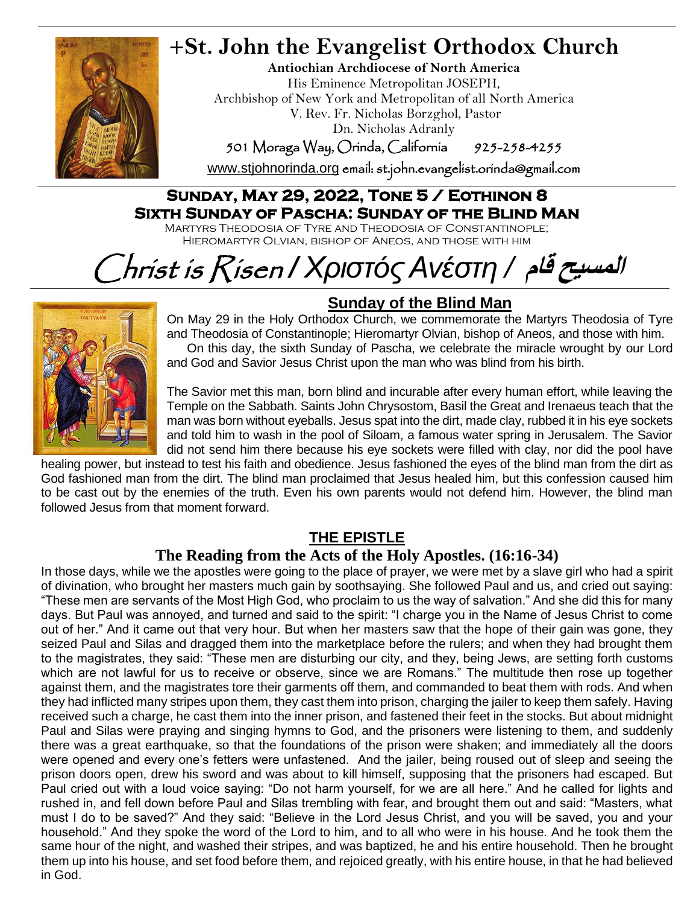# +St. John the Evangelist Orthodox Church

**Antiochian Archdiocese of North America**
His Eminence Metropolitan JOSEPH,
Archbishop of New York and Metropolitan of all North America
V. Rev. Fr. Nicholas Borzghol, Pastor
Dn. Nicholas Adranly
501 Moraga Way, Orinda, California 925-258-4255
www.stjohnorinda.org email: st.john.evangelist.orinda@gmail.com

## Sunday, May 29, 2022, Tone 5 / Eothinon 8
## Sixth Sunday of Pascha: Sunday of the Blind Man

Martyrs Theodosia of Tyre and Theodosia of Constantinople;
Hieromartyr Olvian, bishop of Aneos, and those with him

# Christ is Risen / Χριστός Ανέστη / المسيح قام

## Sunday of the Blind Man

On May 29 in the Holy Orthodox Church, we commemorate the Martyrs Theodosia of Tyre and Theodosia of Constantinople; Hieromartyr Olvian, bishop of Aneos, and those with him.

On this day, the sixth Sunday of Pascha, we celebrate the miracle wrought by our Lord and God and Savior Jesus Christ upon the man who was blind from his birth.

The Savior met this man, born blind and incurable after every human effort, while leaving the Temple on the Sabbath. Saints John Chrysostom, Basil the Great and Irenaeus teach that the man was born without eyeballs. Jesus spat into the dirt, made clay, rubbed it in his eye sockets and told him to wash in the pool of Siloam, a famous water spring in Jerusalem. The Savior did not send him there because his eye sockets were filled with clay, nor did the pool have healing power, but instead to test his faith and obedience. Jesus fashioned the eyes of the blind man from the dirt as God fashioned man from the dirt. The blind man proclaimed that Jesus healed him, but this confession caused him to be cast out by the enemies of the truth. Even his own parents would not defend him. However, the blind man followed Jesus from that moment forward.

## THE EPISTLE

### The Reading from the Acts of the Holy Apostles. (16:16-34)

In those days, while we the apostles were going to the place of prayer, we were met by a slave girl who had a spirit of divination, who brought her masters much gain by soothsaying. She followed Paul and us, and cried out saying: "These men are servants of the Most High God, who proclaim to us the way of salvation." And she did this for many days. But Paul was annoyed, and turned and said to the spirit: "I charge you in the Name of Jesus Christ to come out of her." And it came out that very hour. But when her masters saw that the hope of their gain was gone, they seized Paul and Silas and dragged them into the marketplace before the rulers; and when they had brought them to the magistrates, they said: "These men are disturbing our city, and they, being Jews, are setting forth customs which are not lawful for us to receive or observe, since we are Romans." The multitude then rose up together against them, and the magistrates tore their garments off them, and commanded to beat them with rods. And when they had inflicted many stripes upon them, they cast them into prison, charging the jailer to keep them safely. Having received such a charge, he cast them into the inner prison, and fastened their feet in the stocks. But about midnight Paul and Silas were praying and singing hymns to God, and the prisoners were listening to them, and suddenly there was a great earthquake, so that the foundations of the prison were shaken; and immediately all the doors were opened and every one's fetters were unfastened. And the jailer, being roused out of sleep and seeing the prison doors open, drew his sword and was about to kill himself, supposing that the prisoners had escaped. But Paul cried out with a loud voice saying: "Do not harm yourself, for we are all here." And he called for lights and rushed in, and fell down before Paul and Silas trembling with fear, and brought them out and said: "Masters, what must I do to be saved?" And they said: "Believe in the Lord Jesus Christ, and you will be saved, you and your household." And they spoke the word of the Lord to him, and to all who were in his house. And he took them the same hour of the night, and washed their stripes, and was baptized, he and his entire household. Then he brought them up into his house, and set food before them, and rejoiced greatly, with his entire house, in that he had believed in God.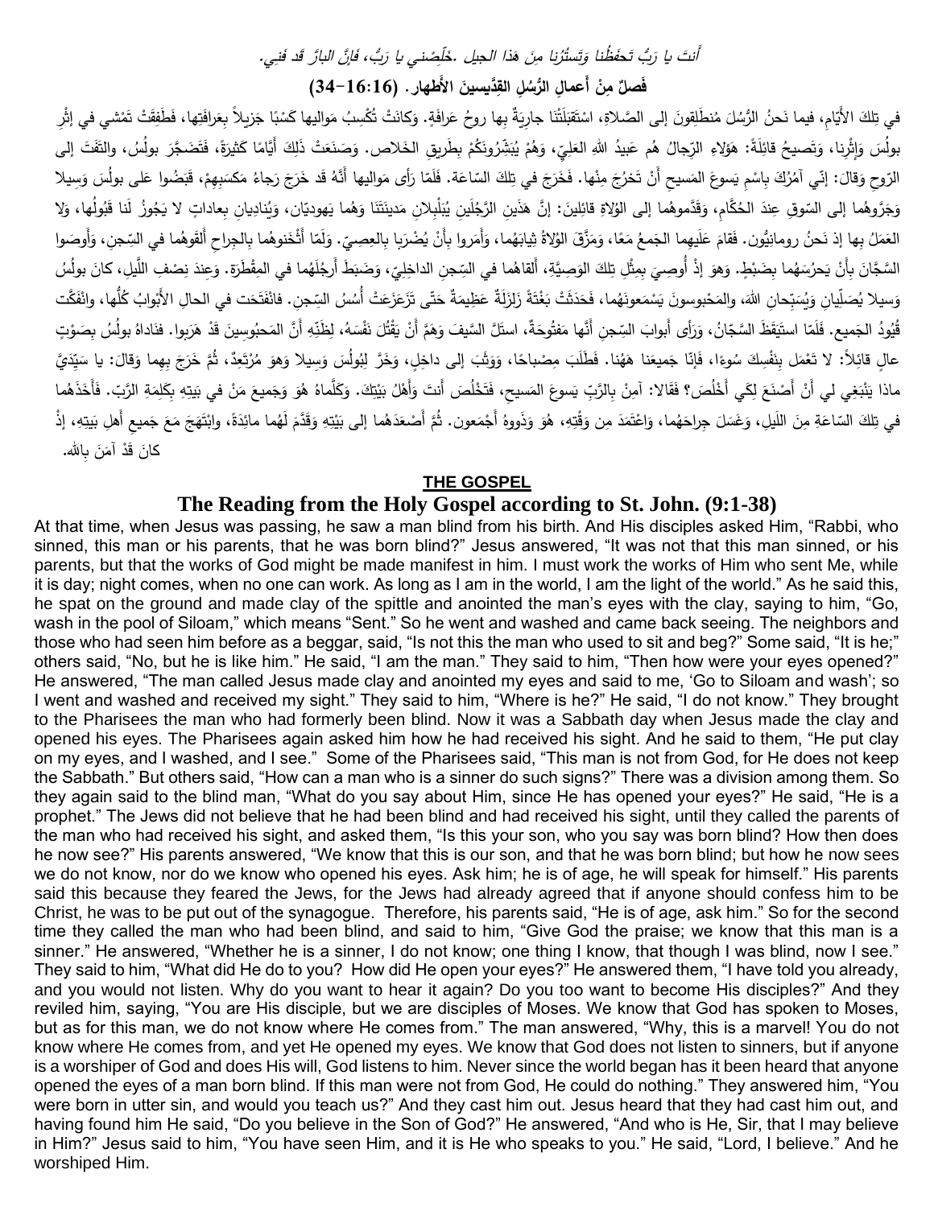*أَنتَ يا رَبُّ تَحفَظُنا وَتَستُرُنا مِن هَذا الجيل .خَلِّصني يا رَبُّ، فَإِنَّ البارَّ قَد فَني.*

## فَصلٌ مِنْ أَعمالِ الرُّسُلِ القِدِّيسينَ الأَطهار. (16:16-34)

في تِلكَ الأَيَّامِ، فيما نَحنُ الرُّسُلَ مُنطَلِقونَ إلى الصَّلاةِ، استَقبَلَتْنا جارِيَةٌ بِها روحُ عَرافَةٍ. وَكانَتْ تُكْسِبُ مَواليها كَسْبًا جَزيلاً بِعِرافَتِها، فَطَفِقَتْ تَمْشي في إِثْرِ بولُسَ وَإِثْرِنا، وَتَصيحُ قائِلَةً: هَؤلاءِ الرِّجالُ هُم عَبيدُ اللهِ العَلِيِّ، وَهُمْ يُبَشِّرُونَكُمْ بِطَريقِ الخَلاص. وَصَنَعَتْ ذَلِكَ أَيّامًا كَثيرَةً، فَتَضَجَّرَ بولُسُ، والتَفَتَ إلى الرّوحِ وَقالَ: إنّي آمُرُكَ بِاسْمِ يَسوعَ المَسيحِ أَنْ تَخرُجَ مِنْها. فَخَرَجَ في تِلكَ السّاعة. فَلَمّا رَأى مَواليها أَنَّهُ قَد خَرَجَ رَجاءُ مَكسَبِهِمْ، قَبَضُوا عَلى بولُسَ وَسيلا وَجَرّوهُما إلى السّوقِ عِندَ الحُكّامِ، وَقَدَّموهُما إلى الوُلاةِ قائِلينَ: إنَّ هَذَينِ الرَّجُلَينِ يُبَلبِلانِ مَدينَتَنا وَهُما يَهوديّان، وَيُنادِيانِ بِعاداتٍ لا يَجُوزُ لَنا قَبُولُها، ولا العَمَلُ بِها إذ نَحنُ رومانيُّون. فَقامَ عَلَيهِما الجَمعُ مَعًا، وَمَزَّقَ الوُلاةُ ثِيابَهُما، وَأَمَروا بِأَنْ يُضْرَبا بِالعِصِيّ. وَلَمّا أَثْخَنوهُما بِالجِراحِ أَلقَوهُما في السِّجنِ، وَأَوصَوا السَّجّانَ بِأَنْ يَحرُسَهُما بِضَبْطٍ. وَهوَ إذْ أُوصِيَ بِمِثْلِ تِلكَ الوَصِيَّةِ، أَلقاهُما في السِّجنِ الداخِلِيّ، وَضَبَطَ أَرجُلَهُما في المِقْطَرَة. وَعِندَ نِصْفِ اللَّيلِ، كانَ بولُسُ وَسيلا يُصَلِّيانِ وَيُسَبِّحانِ اللهَ، والمَحْبوسونَ يَسْمَعونَهُما، فَحَدَثَتْ بَغْتَةً زَلزَلَةٌ عَظيمَةٌ حَتّى تَزَعزَعَتْ أُسُسُ السِّجنِ. فانفَتَحَت في الحالِ الأَبْوابُ كُلُّها، وانفَكَّت قُيُودُ الجَميع. فَلَمّا استَيقَظَ السَّجّانُ، وَرَأى أَبوابَ السِّجنِ أَنَّها مَفتُوحَةٌ، استَلَّ السَّيفَ وَهَمَّ أَنْ يَقْتُلَ نَفْسَهُ، لِظَنِّهِ أَنَّ المَحبُوسينَ قَدْ هَرَبوا. فَناداهُ بولُسُ بِصَوْتٍ عالٍ قائِلاً: لا تَعْمَل بِنَفْسِكَ سُوءًا، فَإنّا جَميعَنا هَهُنا. فَطَلَبَ مِصْباحًا، وَوَثَبَ إلى داخِلٍ، وَخَرَّ لِبُولُسَ وَسيلا وَهوَ مُرْتَعِدٌ، ثُمَّ خَرَجَ بِهِما وَقالَ: يا سَيِّدَيَّ ماذا يَنْبَغي لي أَنْ أَصْنَعَ لِكَي أَخْلُصَ؟ فَقالا: آمِنْ بِالرَّبِّ يَسوعَ المَسيحِ، فَتَخْلُصَ أَنتَ وَأَهْلُ بَيْتِكَ. وَكَلَّماهُ هُوَ وَجَميعَ مَنْ في بَيتِهِ بِكَلِمَةِ الرَّبّ. فَأَخَذَهُما في تِلكَ السّاعَةِ مِنَ اللَيلِ، وَغَسَلَ جِراحَهُما، وَاعْتَمَدَ مِن وَقْتِهِ، هُوَ وَذَووهُ أَجْمَعون. ثُمَّ أَصْعَدَهُما إلى بَيْتِهِ وَقَدَّمَ لَهُما مائِدَةً، وابْتَهَجَ مَعَ جَميعِ أَهلِ بَيتِهِ، إذْ كانَ قَدْ آمَنَ بِالله.

## THE GOSPEL

## The Reading from the Holy Gospel according to St. John. (9:1-38)

At that time, when Jesus was passing, he saw a man blind from his birth. And His disciples asked Him, "Rabbi, who sinned, this man or his parents, that he was born blind?" Jesus answered, "It was not that this man sinned, or his parents, but that the works of God might be made manifest in him. I must work the works of Him who sent Me, while it is day; night comes, when no one can work. As long as I am in the world, I am the light of the world." As he said this, he spat on the ground and made clay of the spittle and anointed the man's eyes with the clay, saying to him, "Go, wash in the pool of Siloam," which means "Sent." So he went and washed and came back seeing. The neighbors and those who had seen him before as a beggar, said, "Is not this the man who used to sit and beg?" Some said, "It is he;" others said, "No, but he is like him." He said, "I am the man." They said to him, "Then how were your eyes opened?" He answered, "The man called Jesus made clay and anointed my eyes and said to me, 'Go to Siloam and wash'; so I went and washed and received my sight." They said to him, "Where is he?" He said, "I do not know." They brought to the Pharisees the man who had formerly been blind. Now it was a Sabbath day when Jesus made the clay and opened his eyes. The Pharisees again asked him how he had received his sight. And he said to them, "He put clay on my eyes, and I washed, and I see." Some of the Pharisees said, "This man is not from God, for He does not keep the Sabbath." But others said, "How can a man who is a sinner do such signs?" There was a division among them. So they again said to the blind man, "What do you say about Him, since He has opened your eyes?" He said, "He is a prophet." The Jews did not believe that he had been blind and had received his sight, until they called the parents of the man who had received his sight, and asked them, "Is this your son, who you say was born blind? How then does he now see?" His parents answered, "We know that this is our son, and that he was born blind; but how he now sees we do not know, nor do we know who opened his eyes. Ask him; he is of age, he will speak for himself." His parents said this because they feared the Jews, for the Jews had already agreed that if anyone should confess him to be Christ, he was to be put out of the synagogue. Therefore, his parents said, "He is of age, ask him." So for the second time they called the man who had been blind, and said to him, "Give God the praise; we know that this man is a sinner." He answered, "Whether he is a sinner, I do not know; one thing I know, that though I was blind, now I see." They said to him, "What did He do to you? How did He open your eyes?" He answered them, "I have told you already, and you would not listen. Why do you want to hear it again? Do you too want to become His disciples?" And they reviled him, saying, "You are His disciple, but we are disciples of Moses. We know that God has spoken to Moses, but as for this man, we do not know where He comes from." The man answered, "Why, this is a marvel! You do not know where He comes from, and yet He opened my eyes. We know that God does not listen to sinners, but if anyone is a worshiper of God and does His will, God listens to him. Never since the world began has it been heard that anyone opened the eyes of a man born blind. If this man were not from God, He could do nothing." They answered him, "You were born in utter sin, and would you teach us?" And they cast him out. Jesus heard that they had cast him out, and having found him He said, "Do you believe in the Son of God?" He answered, "And who is He, Sir, that I may believe in Him?" Jesus said to him, "You have seen Him, and it is He who speaks to you." He said, "Lord, I believe." And he worshiped Him.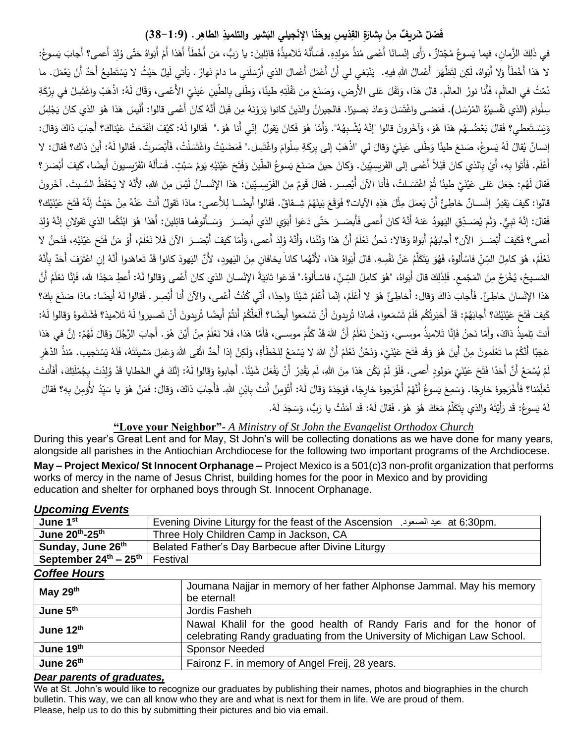### فَصْلٌ شَريفٌ مِنْ بِشارَةِ القِدّيسِ يوحَنّا الإنْجيلي البَشير والتلميذ الطاهِر. (9:1-38)

في ذَلِكَ الزَّمانِ، فيما يَسوعُ مُجْتازٌ، رَأَى إنْساناً أَعْمى مُنذُ مَوْلِدِهِ. فَسَأَلَهُ تَلاميذُهُ قائِلينَ: يا رَبُّ، مَن أَخْطَأَ أَهَذا أَمْ أَبَواهُ حَتّى وُلِدَ أَعمى؟ أَجابَ يَسوعُ: لا هَذا أَخْطَأَ وَلا أَبَواهُ، لَكِن لِتَظْهَرَ أَعْمالُ اللهِ فيهِ. يَنْبَغي لي أَنْ أَعْمَلَ أَعْمالَ الذي أَرْسَلَني ما دامَ نَهارٌ. يَأتي لَيلٌ حَيْثُ لا يَسْتَطيعُ أَحَدٌ أَنْ يَعْمَلَ. ما دُمْتُ في العالَمِ، فَأَنا نورُ العالَم. قالَ هَذا، وَتَفَلَ عَلى الأَرضِ، وَصَنَعَ مِن تَفْلَتِهِ طيناً، وَطَلى بِالطّينِ عَينَيّ الأَعْمى، وَقالَ لَهُ: اذْهَبْ واغْتَسِلْ في بِرْكَةِ سِلْوامَ (الذي تَفْسيرُهُ المُرْسَل). فَمَضى واغْتَسَلَ وَعادَ بَصيراً. فالجيرانُ والذينَ كانوا يَرَوْنَهُ مِن قَبلُ أَنَّهُ كانَ أَعْمى قالوا: أَلَيسَ هَذا هُوَ الذي كانَ يَجْلِسُ وَيَسْتَعْطي؟ فَقالَ بَعْضُهُم هَذا هُوَ، وَآخَرونَ قالوا "إنَّهُ يُشْبِهُهُ". وَأَمّا هُوَ فَكانَ يقولُ "إنّي أَنا هُوَ." فَقالوا لَهُ: كَيْفَ انْفَتَحَتْ عَيْناكَ؟ أَجابَ ذاكَ وَقالَ: إنسانٌ يُقالُ لَهُ يَسوعُ، صَنعَ طيناً وَطَلى عَيْنَيَّ وَقالَ لي "اذْهَبْ إلى بِرْكَةِ سِلْوامَ واغْتَسِل." فَمَضَيْتُ واغْتَسَلْتُ، فَأَبْصَرتُ. فَقالوا لَهُ: أَينَ ذاكَ؟ فَقالَ: لا أَعْلَم. فَأَتَوا بِهِ، أَيْ بِالذي كانَ قَبْلاً أَعْمى إلى الفَريسِيّينَ. وَكانَ حينَ صَنَعَ يَسوعُ الطّينَ وَفَتَحَ عَيْنَيْهِ يَومُ سَبْتٍ. فَسَأَلَهُ الفَرّيسيونَ أَيضًا، كَيفَ أَبْصَرَ؟ فَقالَ لَهُم: جَعَلَ عَلى عَيْنَيَّ طيناً ثُمَّ اغْتَسَلتُ، فَأَنا الآنَ أُبْصِر. فَقالَ قَومٌ مِنَ الفَرّيسِيّينَ: هَذا الإنْسانُ لَيْسَ مِنَ اللهِ، لأَنَّهُ لا يَحْفَظُ السَّبتَ. آخَرونَ قالوا: كَيفَ يَقدِرُ إنْسانٌ خاطِئٌ أَنْ يَعمَلَ مِثْلَ هَذِهِ الآياتِ؟ فَوَقَعَ بَيْنَهُمْ شِقاقٌ. فَقالوا أَيضًا لِلأَعمى: ماذا تَقولُ أَنتَ عَنْهُ مِنْ حَيْثُ إنَّهُ فَتَحَ عَيْنَيْكَ؟ فَقالَ: إنَّهُ نَبِيٌّ. وَلَم يُصَدِّقِ اليَهودُ عَنهُ أَنَّهُ كانَ أَعمى فَأَبصَرَ حَتّى دَعَوا أَبَوَيِ الذي أَبصَرَ وَسَأَلوهُما قائِلينَ: أَهَذا هُوَ ابْنُكُما الذي تَقولانِ إنَّهُ وُلِدَ أَعمى؟ فَكَيفَ أَبْصَرَ الآن؟ أَجابَهُمْ أَبَواهُ وَقالا: نَحنُ نَعْلَمُ أَنَّ هَذا وَلَدُنا، وَأَنَّهُ وُلِدَ أَعمى، وَأَمّا كَيفَ أَبْصَرَ الآنَ فَلا نَعْلَمُ، أَوْ مَنْ فَتَحَ عَيْنَيْهِ، فَنَحنُ لا نَعْلَمُ، هُوَ كامِلُ السِّنِّ فاسْأَلوهُ، فَهُوَ يَتَكَلَّمُ عَنْ نَفْسِهِ. قالَ أَبَواهُ هَذا، لأَنَّهُما كانا يخافانِ مِنَ اليَهودِ، لأَنَّ اليَهودَ كانوا قَدْ تَعاهَدوا أَنَّهُ إن اعْتَرَفَ أَحَدٌ بِأَنَّهُ المَسيحُ، يُخْرَجُ مِنَ المَجْمع. فَلِذَلِكَ قالَ أَبَواهُ "هُوَ كامِلُ السِّنّ، فاسْأَلوهُ." فَدَعَوا ثانِيَةً الإنْسانَ الذي كانَ أَعْمى وَقالوا لَهُ: أَعطِ مَجْدًا لله، فَإنّا نَعْلَمُ أَنَّ هَذا الإنْسانَ خاطِئٌ. فَأَجابَ ذاكَ وَقال: أَخاطِئٌ هُوَ لا أَعْلَمُ، إنَّما أَعْلَمُ شَيْئًا واحِدًا، أَنّي كُنْتُ أَعْمى، والآنَ أَنا أُبْصِر. فَقالوا لَهُ أَيضًا: ماذا صَنَعَ بِكَ؟ كَيفَ فَتَحَ عَيْنَيْكَ؟ أَجابَهُمْ: قَدْ أَخبَرتُكُم فَلَمْ تَسْمَعوا، فَماذا تُريدونَ أَنْ تَسْمَعوا أَيضًا؟ أَلَعَلَّكُمْ أَنتُمْ أَيضًا تُريدونَ أَنْ تَصيروا لَهُ تَلاميذ؟ فَشَتَموهُ وَقالوا لَهُ: أَنتَ تِلميذُ ذاكَ، وأَمّا نَحنُ فَإنّا تَلاميذُ موسى، وَنَحنُ نَعْلَمُ أَنَّ اللهَ قَدْ كَلَّمَ موسى، فَأَمّا هَذا، فَلا نَعْلَمُ مِنْ أَيْنَ هُوَ. أَجابَ الرَّجُلُ وَقالَ لَهُمْ: إنَّ في هَذا عَجَبًا أَنَّكُمْ ما تَعْلَمونَ مِنْ أَينَ هُوَ وَقَد فَتَحَ عَيْنَيَّ، وَنَحْنُ نَعْلَمُ أَنَّ اللهَ لا يَسْمَعُ لِلخَطَأَةِ، وَلَكِنْ إذا أَحَدٌ اتَّقى اللهَ وَعَمِلَ مَشيئَتَهُ، فَلَهُ يَسْتَجيب. مُنذُ الدَّهْرِ لَمْ يُسْمَعْ أَنَّ أَحَدًا فَتَحَ عَيْنَيْ مَولودٍ أَعمى. فَلَوْ لَمْ يَكُن هَذا مِنَ اللهِ، لَم يَقْدِرْ أَنْ يَفْعَلَ شَيْئًا. أَجابوهُ وَقالوا لَهُ: إنَّكَ في الخَطايا قَدْ وُلِدْتَ بِجُمْلَتِكَ، أَفَأَنتَ تُعَلِّمُنا؟ فَأَخْرَجوهُ خارِجًا. وَسَمِعَ يَسوعُ أَنَّهُمْ أَخْرَجوهُ خارِجًا، فَوَجَدَهُ وَقالَ لَهُ: أَتُؤمِنُ أَنتَ بِابْنِ اللهِ. فَأَجابَ ذاكَ، وَقال: فَمَنْ هُوَ يا سَيّدُ لأُؤمِنَ بِهِ؟ فَقالَ لَهُ يَسوعُ: قَد رَأَيْتَهُ والذي يتَكَلَّمُ مَعَكَ هُوَ هُوَ. فَقالَ لَهُ: قَد آمَنْتُ يا رَبُّ، وَسَجَدَ لَهُ.

**"Love your Neighbor"**- *A Ministry of St John the Evangelist Orthodox Church*

During this year's Great Lent and for May, St John's will be collecting donations as we have done for many years, alongside all parishes in the Antiochian Archdiocese for the following two important programs of the Archdiocese.

**May – Project Mexico/ St Innocent Orphanage –** Project Mexico is a 501(c)3 non-profit organization that performs works of mercy in the name of Jesus Christ, building homes for the poor in Mexico and by providing education and shelter for orphaned boys through St. Innocent Orphanage.

***Upcoming Events***

| | |
|---|---|
| **June 1st** | Evening Divine Liturgy for the feast of the Ascension عيد الصعود. at 6:30pm. |
| **June 20th-25th** | Three Holy Children Camp in Jackson, CA |
| **Sunday, June 26th** | Belated Father's Day Barbecue after Divine Liturgy |
| **September 24th – 25th** | Festival |

***Coffee Hours***

| | |
|---|---|
| **May 29th** | Joumana Najjar in memory of her father Alphonse Jammal. May his memory be eternal! |
| **June 5th** | Jordis Fasheh |
| **June 12th** | Nawal Khalil for the good health of Randy Faris and for the honor of celebrating Randy graduating from the University of Michigan Law School. |
| **June 19th** | Sponsor Needed |
| **June 26th** | Faironz F. in memory of Angel Freij, 28 years. |

***Dear parents of graduates,***

We at St. John's would like to recognize our graduates by publishing their names, photos and biographies in the church bulletin. This way, we can all know who they are and what is next for them in life. We are proud of them.
Please, help us to do this by submitting their pictures and bio via email.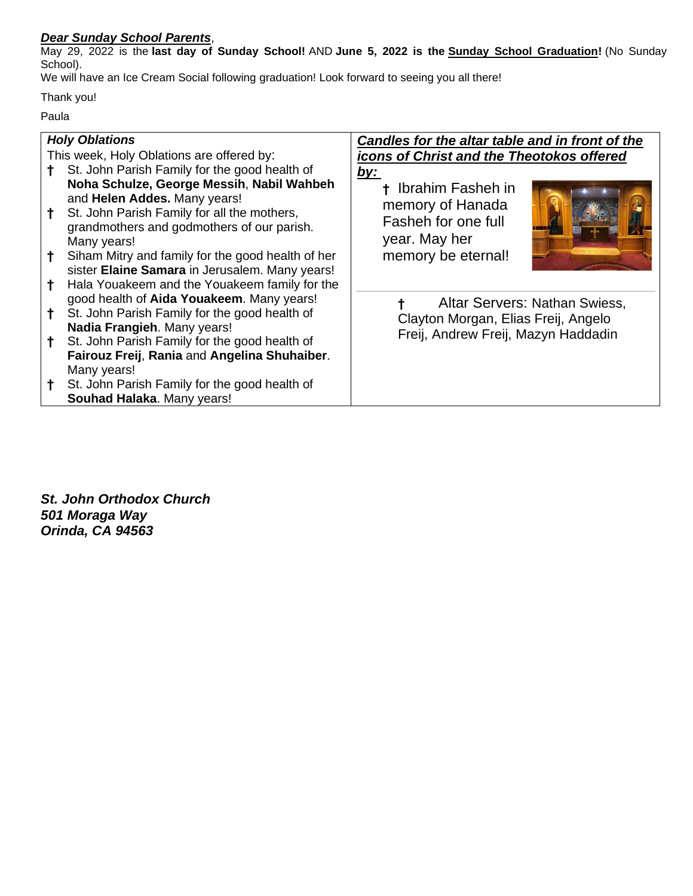***Dear Sunday School Parents***,

May 29, 2022 is the **last day of Sunday School!** AND **June 5, 2022 is the Sunday School Graduation!** (No Sunday School).

We will have an Ice Cream Social following graduation! Look forward to seeing you all there!

Thank you!

Paula

***Holy Oblations***

This week, Holy Oblations are offered by:

- † St. John Parish Family for the good health of **Noha Schulze, George Messih**, **Nabil Wahbeh** and **Helen Addes.** Many years!
- † St. John Parish Family for all the mothers, grandmothers and godmothers of our parish. Many years!
- † Siham Mitry and family for the good health of her sister **Elaine Samara** in Jerusalem. Many years!
- † Hala Youakeem and the Youakeem family for the good health of **Aida Youakeem**. Many years!
- † St. John Parish Family for the good health of **Nadia Frangieh**. Many years!
- † St. John Parish Family for the good health of **Fairouz Freij**, **Rania** and **Angelina Shuhaiber**. Many years!
- † St. John Parish Family for the good health of **Souhad Halaka**. Many years!

***Candles for the altar table and in front of the icons of Christ and the Theotokos offered by:***

† Ibrahim Fasheh in memory of Hanada Fasheh for one full year. May her memory be eternal!

† Altar Servers: Nathan Swiess, Clayton Morgan, Elias Freij, Angelo Freij, Andrew Freij, Mazyn Haddadin

***St. John Orthodox Church***
***501 Moraga Way***
***Orinda, CA 94563***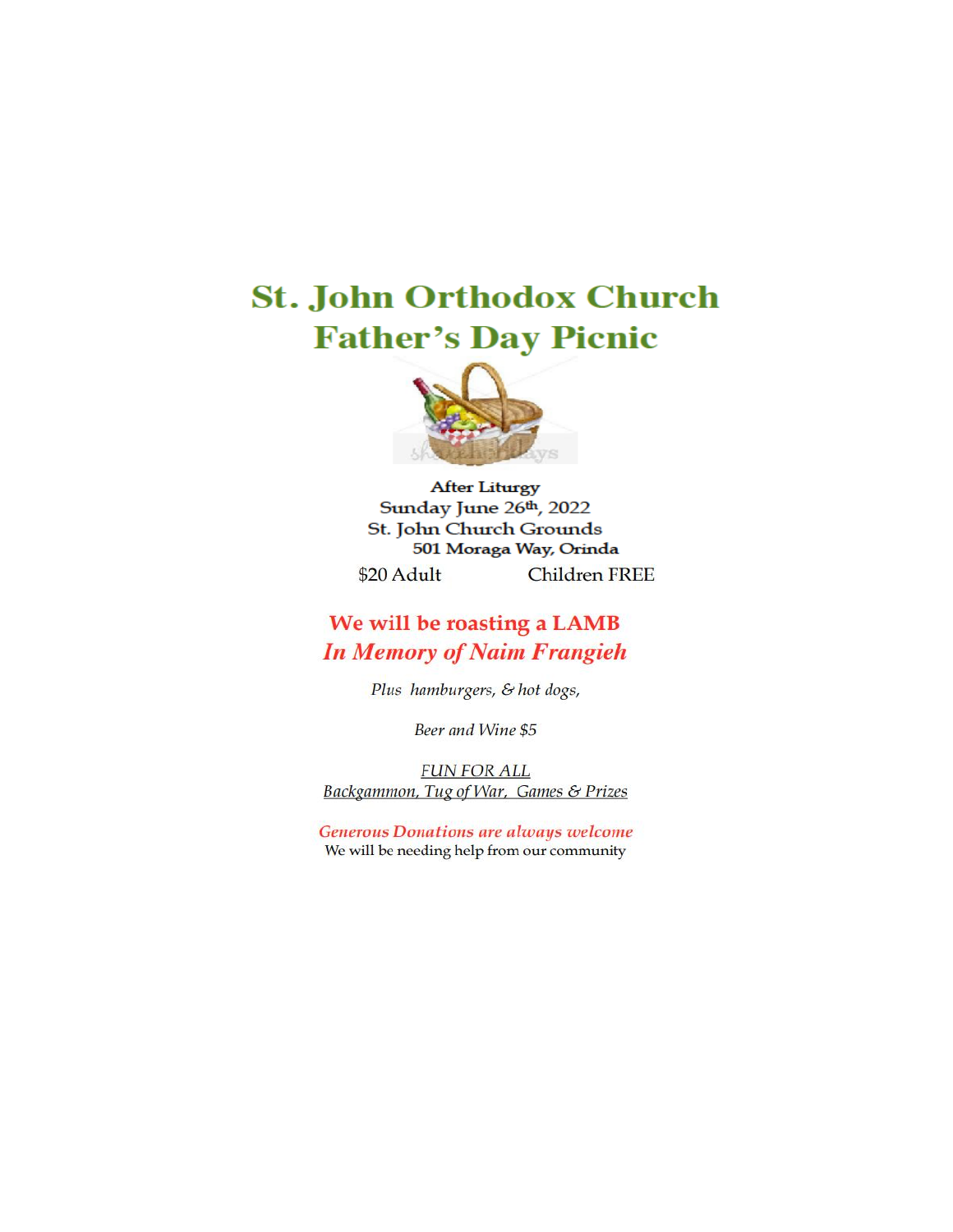# St. John Orthodox Church
# Father's Day Picnic

**After Liturgy**
**Sunday June 26th, 2022**
**St. John Church Grounds**
**501 Moraga Way, Orinda**

$20 Adult Children FREE

**We will be roasting a LAMB**
***In Memory of Naim Frangieh***

*Plus hamburgers, & hot dogs,*

*Beer and Wine $5*

*FUN FOR ALL*
*Backgammon, Tug of War, Games & Prizes*

***Generous Donations are always welcome***
We will be needing help from our community